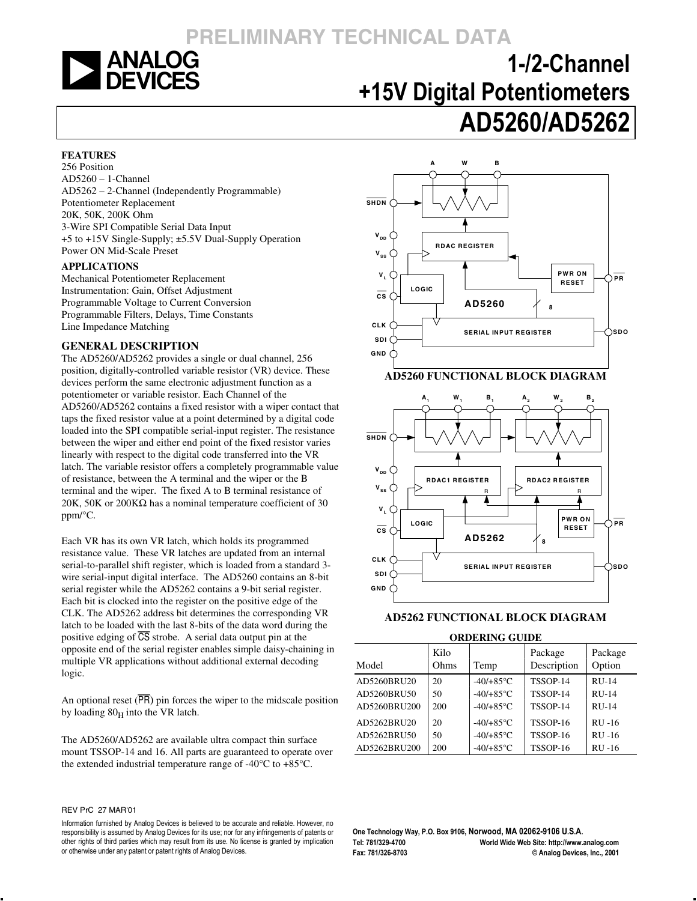PRELIMINARY TECHNICAL DATA

# 1-/2-Channel +15V Digital Potentiometers

# AD5260/AD5262

## FEATURES

256 Position
AD5260 – 1-Channel
AD5262 – 2-Channel (Independently Programmable)
Potentiometer Replacement
20K, 50K, 200K Ohm
3-Wire SPI Compatible Serial Data Input
+5 to +15V Single-Supply; ±5.5V Dual-Supply Operation
Power ON Mid-Scale Preset

## APPLICATIONS

Mechanical Potentiometer Replacement
Instrumentation: Gain, Offset Adjustment
Programmable Voltage to Current Conversion
Programmable Filters, Delays, Time Constants
Line Impedance Matching

## GENERAL DESCRIPTION

The AD5260/AD5262 provides a single or dual channel, 256 position, digitally-controlled variable resistor (VR) device. These devices perform the same electronic adjustment function as a potentiometer or variable resistor. Each Channel of the AD5260/AD5262 contains a fixed resistor with a wiper contact that taps the fixed resistor value at a point determined by a digital code loaded into the SPI compatible serial-input register. The resistance between the wiper and either end point of the fixed resistor varies linearly with respect to the digital code transferred into the VR latch. The variable resistor offers a completely programmable value of resistance, between the A terminal and the wiper or the B terminal and the wiper. The fixed A to B terminal resistance of 20K, 50K or 200KΩ has a nominal temperature coefficient of 30 ppm/°C.

Each VR has its own VR latch, which holds its programmed resistance value. These VR latches are updated from an internal serial-to-parallel shift register, which is loaded from a standard 3-wire serial-input digital interface. The AD5260 contains an 8-bit serial register while the AD5262 contains a 9-bit serial register. Each bit is clocked into the register on the positive edge of the CLK. The AD5262 address bit determines the corresponding VR latch to be loaded with the last 8-bits of the data word during the positive edging of $\overline{CS}$ strobe. A serial data output pin at the opposite end of the serial register enables simple daisy-chaining in multiple VR applications without additional external decoding logic.

An optional reset ($\overline{PR}$) pin forces the wiper to the midscale position by loading $80_H$ into the VR latch.

The AD5260/AD5262 are available ultra compact thin surface mount TSSOP-14 and 16. All parts are guaranteed to operate over the extended industrial temperature range of -40°C to +85°C.

AD5260 FUNCTIONAL BLOCK DIAGRAM

AD5262 FUNCTIONAL BLOCK DIAGRAM

**ORDERING GUIDE**

| Model | Kilo Ohms | Temp | Package Description | Package Option |
|---|---|---|---|---|
| AD5260BRU20 | 20 | -40/+85°C | TSSOP-14 | RU-14 |
| AD5260BRU50 | 50 | -40/+85°C | TSSOP-14 | RU-14 |
| AD5260BRU200 | 200 | -40/+85°C | TSSOP-14 | RU-14 |
| AD5262BRU20 | 20 | -40/+85°C | TSSOP-16 | RU -16 |
| AD5262BRU50 | 50 | -40/+85°C | TSSOP-16 | RU -16 |
| AD5262BRU200 | 200 | -40/+85°C | TSSOP-16 | RU -16 |

REV PrC 27 MAR'01

Information furnished by Analog Devices is believed to be accurate and reliable. However, no responsibility is assumed by Analog Devices for its use; nor for any infringements of patents or other rights of third parties which may result from its use. No license is granted by implication or otherwise under any patent or patent rights of Analog Devices.

One Technology Way, P.O. Box 9106, Norwood, MA 02062-9106 U.S.A.
Tel: 781/329-4700 World Wide Web Site: http://www.analog.com
Fax: 781/326-8703 © Analog Devices, Inc., 2001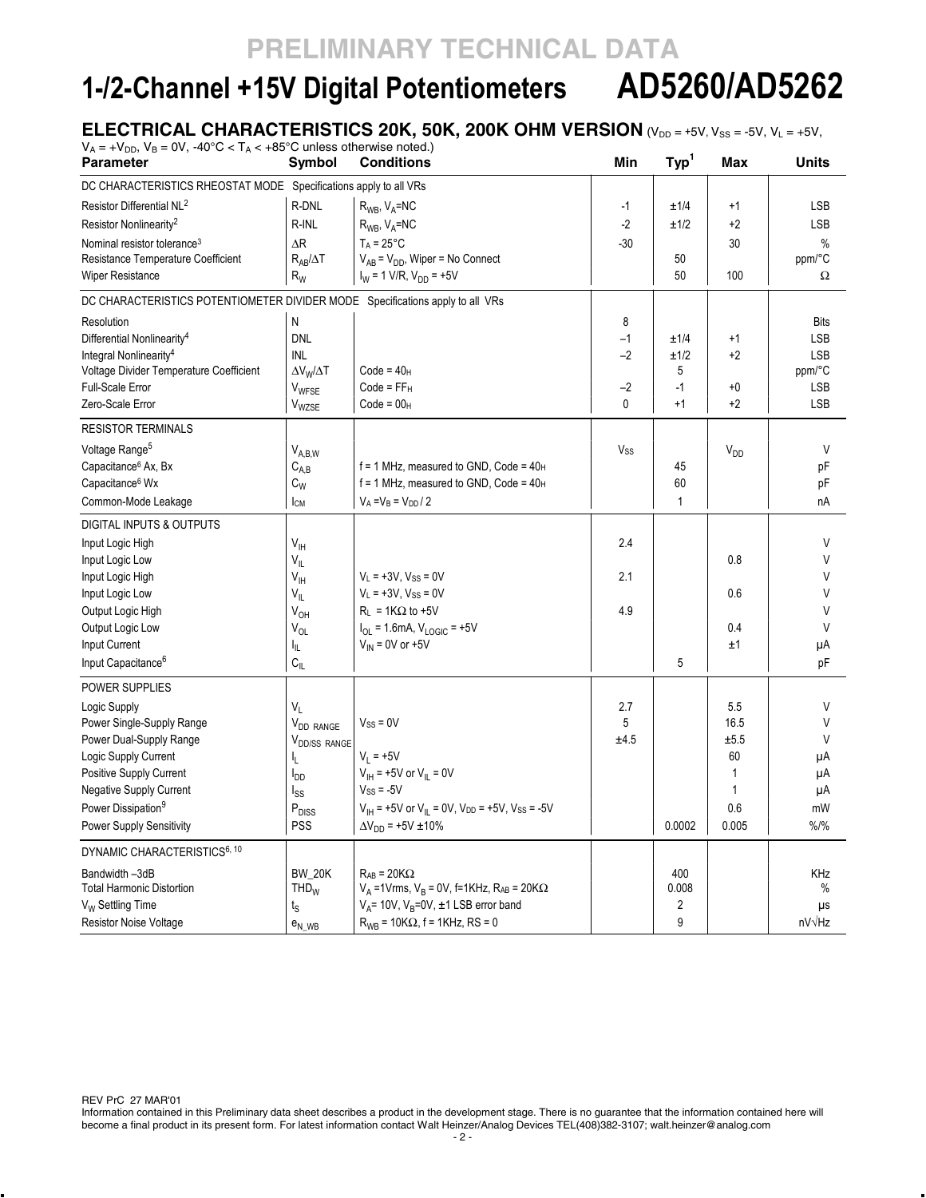PRELIMINARY TECHNICAL DATA

# 1-/2-Channel +15V Digital Potentiometers AD5260/AD5262

## ELECTRICAL CHARACTERISTICS 20K, 50K, 200K OHM VERSION ($V_{DD}$ = +5V, $V_{SS}$ = -5V, $V_L$ = +5V, $V_A$ = +$V_{DD}$, $V_B$ = 0V, -40°C < $T_A$ < +85°C unless otherwise noted.)

| Parameter | Symbol | Conditions | Min | Typ[1] | Max | Units |
|---|---|---|---|---|---|---|
| DC CHARACTERISTICS RHEOSTAT MODE Specifications apply to all VRs | | | | | | |
| Resistor Differential NL[2] | R-DNL | $R_{WB}$, $V_A$=NC | -1 | ±1/4 | +1 | LSB |
| Resistor Nonlinearity[2] | R-INL | $R_{WB}$, $V_A$=NC | -2 | ±1/2 | +2 | LSB |
| Nominal resistor tolerance[3] | ΔR | $T_A$ = 25°C | -30 | | 30 | % |
| Resistance Temperature Coefficient | $R_{AB}/\Delta T$ | $V_{AB}$ = $V_{DD}$, Wiper = No Connect | | 50 | | ppm/°C |
| Wiper Resistance | $R_W$ | $I_W$ = 1 V/R, $V_{DD}$ = +5V | | 50 | 100 | Ω |
| DC CHARACTERISTICS POTENTIOMETER DIVIDER MODE Specifications apply to all VRs | | | | | | |
| Resolution | N | | 8 | | | Bits |
| Differential Nonlinearity[4] | DNL | | –1 | ±1/4 | +1 | LSB |
| Integral Nonlinearity[4] | INL | | –2 | ±1/2 | +2 | LSB |
| Voltage Divider Temperature Coefficient | $\Delta V_W/\Delta T$ | Code = $40_H$ | | 5 | | ppm/°C |
| Full-Scale Error | $V_{WFSE}$ | Code = $FF_H$ | –2 | -1 | +0 | LSB |
| Zero-Scale Error | $V_{WZSE}$ | Code = $00_H$ | 0 | +1 | +2 | LSB |
| RESISTOR TERMINALS | | | | | | |
| Voltage Range[5] | $V_{A,B,W}$ | | $V_{SS}$ | | $V_{DD}$ | V |
| Capacitance[6] Ax, Bx | $C_{A,B}$ | f = 1 MHz, measured to GND, Code = $40_H$ | | 45 | | pF |
| Capacitance[6] Wx | $C_W$ | f = 1 MHz, measured to GND, Code = $40_H$ | | 60 | | pF |
| Common-Mode Leakage | $I_{CM}$ | $V_A$ = $V_B$ = $V_{DD}$ / 2 | | 1 | | nA |
| DIGITAL INPUTS & OUTPUTS | | | | | | |
| Input Logic High | $V_{IH}$ | | 2.4 | | | V |
| Input Logic Low | $V_{IL}$ | | | | 0.8 | V |
| Input Logic High | $V_{IH}$ | $V_L$ = +3V, $V_{SS}$ = 0V | 2.1 | | | V |
| Input Logic Low | $V_{IL}$ | $V_L$ = +3V, $V_{SS}$ = 0V | | | 0.6 | V |
| Output Logic High | $V_{OH}$ | $R_L$ = 1KΩ to +5V | 4.9 | | | V |
| Output Logic Low | $V_{OL}$ | $I_{OL}$ = 1.6mA, $V_{LOGIC}$ = +5V | | | 0.4 | V |
| Input Current | $I_{IL}$ | $V_{IN}$ = 0V or +5V | | | ±1 | µA |
| Input Capacitance[6] | $C_{IL}$ | | | 5 | | pF |
| POWER SUPPLIES | | | | | | |
| Logic Supply | $V_L$ | | 2.7 | | 5.5 | V |
| Power Single-Supply Range | $V_{DD\ RANGE}$ | $V_{SS}$ = 0V | 5 | | 16.5 | V |
| Power Dual-Supply Range | $V_{DD/SS\ RANGE}$ | | ±4.5 | | ±5.5 | V |
| Logic Supply Current | $I_L$ | $V_L$ = +5V | | | 60 | µA |
| Positive Supply Current | $I_{DD}$ | $V_{IH}$ = +5V or $V_{IL}$ = 0V | | | 1 | µA |
| Negative Supply Current | $I_{SS}$ | $V_{SS}$ = -5V | | | 1 | µA |
| Power Dissipation[9] | $P_{DISS}$ | $V_{IH}$ = +5V or $V_{IL}$ = 0V, $V_{DD}$ = +5V, $V_{SS}$ = -5V | | | 0.6 | mW |
| Power Supply Sensitivity | PSS | $\Delta V_{DD}$ = +5V ±10% | | 0.0002 | 0.005 | %/% |
| DYNAMIC CHARACTERISTICS[6, 10] | | | | | | |
| Bandwidth –3dB | BW_20K | $R_{AB}$ = 20KΩ | | 400 | | KHz |
| Total Harmonic Distortion | $THD_W$ | $V_A$ =1Vrms, $V_B$ = 0V, f=1KHz, $R_{AB}$ = 20KΩ | | 0.008 | | % |
| $V_W$ Settling Time | $t_S$ | $V_A$= 10V, $V_B$=0V, ±1 LSB error band | | 2 | | µs |
| Resistor Noise Voltage | $e_{N\_WB}$ | $R_{WB}$ = 10KΩ, f = 1KHz, RS = 0 | | 9 | | nV√Hz |

REV PrC 27 MAR'01

Information contained in this Preliminary data sheet describes a product in the development stage. There is no guarantee that the information contained here will become a final product in its present form. For latest information contact Walt Heinzer/Analog Devices TEL(408)382-3107; walt.heinzer@analog.com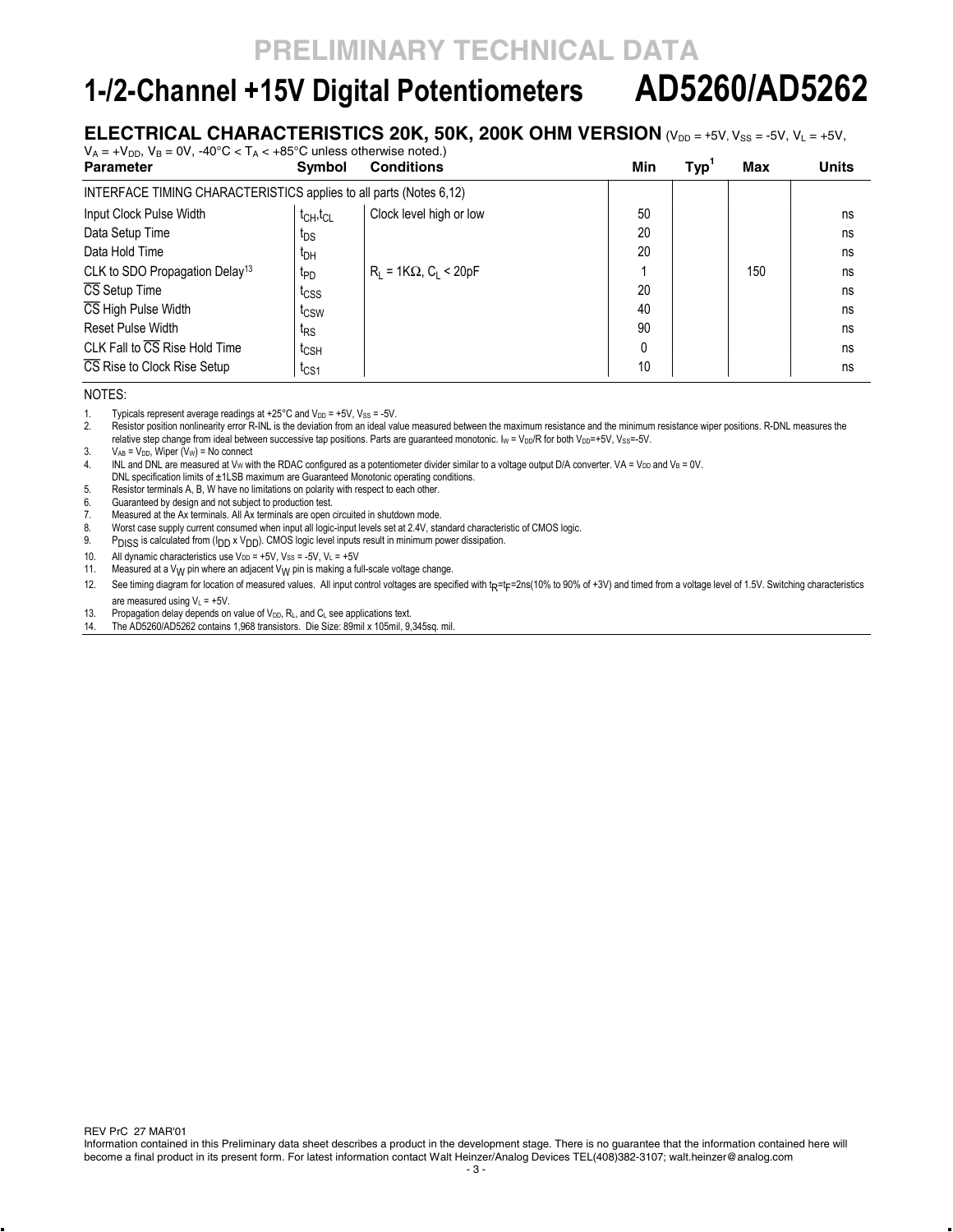PRELIMINARY TECHNICAL DATA

# 1-/2-Channel +15V Digital Potentiometers AD5260/AD5262

## ELECTRICAL CHARACTERISTICS 20K, 50K, 200K OHM VERSION ($V_{DD}$ = +5V, $V_{SS}$ = -5V, $V_L$ = +5V, $V_A$ = +$V_{DD}$, $V_B$ = 0V, -40°C < $T_A$ < +85°C unless otherwise noted.)

| Parameter | Symbol | Conditions | Min | Typ[1] | Max | Units |
|---|---|---|---|---|---|---|
| INTERFACE TIMING CHARACTERISTICS applies to all parts (Notes 6,12) | | | | | | |
| Input Clock Pulse Width | $t_{CH}$,$t_{CL}$ | Clock level high or low | 50 | | | ns |
| Data Setup Time | $t_{DS}$ | | 20 | | | ns |
| Data Hold Time | $t_{DH}$ | | 20 | | | ns |
| CLK to SDO Propagation Delay[13] | $t_{PD}$ | $R_L$ = 1KΩ, $C_L$ < 20pF | 1 | | 150 | ns |
| $\overline{CS}$ Setup Time | $t_{CSS}$ | | 20 | | | ns |
| $\overline{CS}$ High Pulse Width | $t_{CSW}$ | | 40 | | | ns |
| Reset Pulse Width | $t_{RS}$ | | 90 | | | ns |
| CLK Fall to $\overline{CS}$ Rise Hold Time | $t_{CSH}$ | | 0 | | | ns |
| $\overline{CS}$ Rise to Clock Rise Setup | $t_{CS1}$ | | 10 | | | ns |

NOTES:

1. Typicals represent average readings at +25°C and $V_{DD}$ = +5V, $V_{SS}$ = -5V.
2. Resistor position nonlinearity error R-INL is the deviation from an ideal value measured between the maximum resistance and the minimum resistance wiper positions. R-DNL measures the relative step change from ideal between successive tap positions. Parts are guaranteed monotonic. $I_W$ = $V_{DD}$/R for both $V_{DD}$=+5V, $V_{SS}$=-5V.
3. $V_{AB}$ = $V_{DD}$, Wiper ($V_W$) = No connect
4. INL and DNL are measured at $V_W$ with the RDAC configured as a potentiometer divider similar to a voltage output D/A converter. VA = $V_{DD}$ and $V_B$ = 0V. DNL specification limits of ±1LSB maximum are Guaranteed Monotonic operating conditions.
5. Resistor terminals A, B, W have no limitations on polarity with respect to each other.
6. Guaranteed by design and not subject to production test.
7. Measured at the Ax terminals. All Ax terminals are open circuited in shutdown mode.
8. Worst case supply current consumed when input all logic-input levels set at 2.4V, standard characteristic of CMOS logic.
9. $P_{DISS}$ is calculated from ($I_{DD}$ x $V_{DD}$). CMOS logic level inputs result in minimum power dissipation.
10. All dynamic characteristics use $V_{DD}$ = +5V, $V_{SS}$ = -5V, $V_L$ = +5V
11. Measured at a $V_W$ pin where an adjacent $V_W$ pin is making a full-scale voltage change.
12. See timing diagram for location of measured values. All input control voltages are specified with $t_R$=$t_F$=2ns(10% to 90% of +3V) and timed from a voltage level of 1.5V. Switching characteristics are measured using $V_L$ = +5V.
13. Propagation delay depends on value of $V_{DD}$, $R_L$, and $C_L$ see applications text.
14. The AD5260/AD5262 contains 1,968 transistors. Die Size: 89mil x 105mil, 9,345sq. mil.

REV PrC 27 MAR'01

Information contained in this Preliminary data sheet describes a product in the development stage. There is no guarantee that the information contained here will become a final product in its present form. For latest information contact Walt Heinzer/Analog Devices TEL(408)382-3107; walt.heinzer@analog.com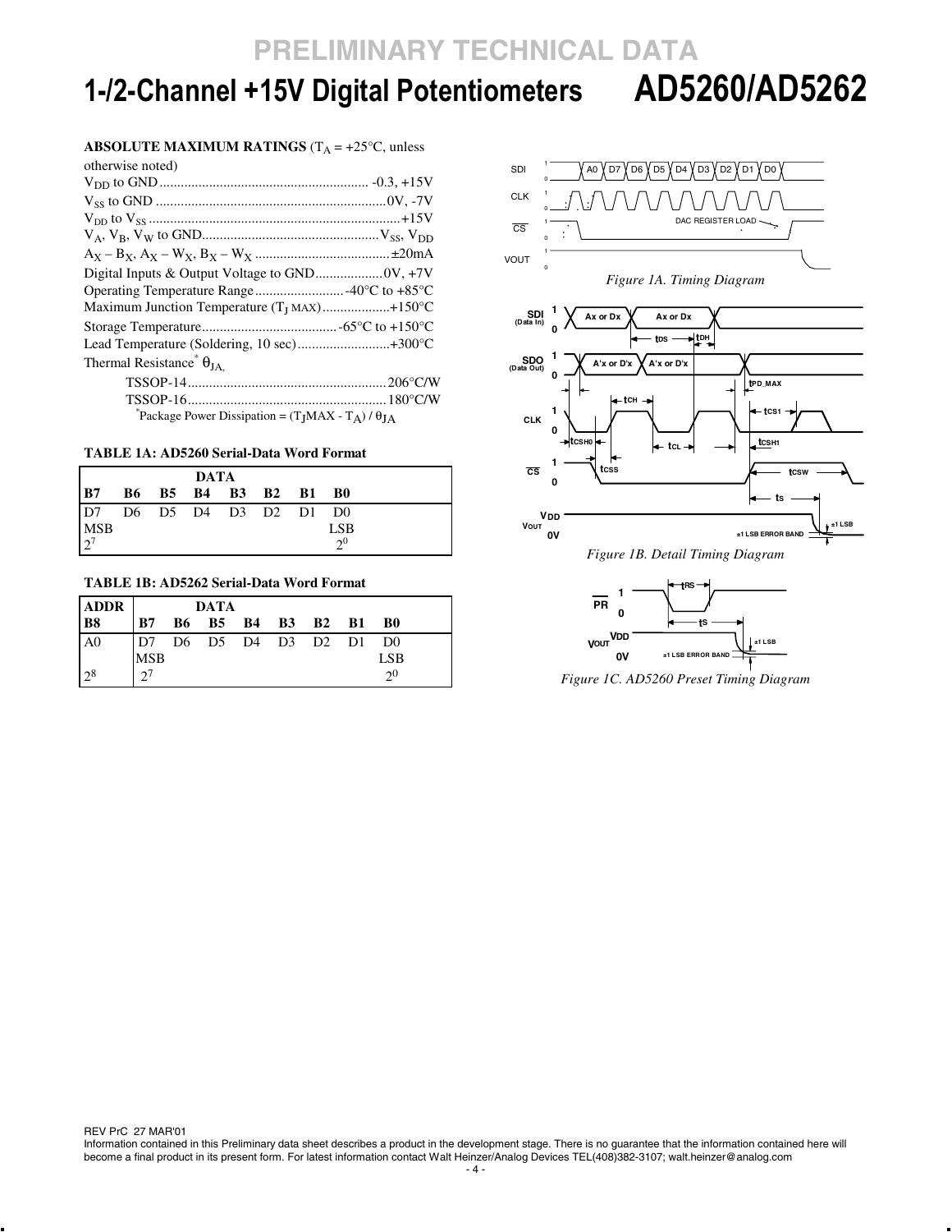**ABSOLUTE MAXIMUM RATINGS** ($T_A$ = +25°C, unless otherwise noted)

$V_{DD}$ to GND .......................................................... -0.3, +15V
$V_{SS}$ to GND ................................................................0V, -7V
$V_{DD}$ to $V_{SS}$ ......................................................................+15V
$V_A$, $V_B$, $V_W$ to GND.................................................$V_{SS}$, $V_{DD}$
$A_X – B_X$, $A_X – W_X$, $B_X – W_X$ .....................................±20mA
Digital Inputs & Output Voltage to GND...................0V, +7V
Operating Temperature Range.........................-40°C to +85°C
Maximum Junction Temperature ($T_J$ MAX)..................+150°C
Storage Temperature......................................-65°C to +150°C
Lead Temperature (Soldering, 10 sec)..........................+300°C
Thermal Resistance* $\theta_{JA}$,
TSSOP-14.......................................................206°C/W
TSSOP-16.......................................................180°C/W

*Package Power Dissipation = ($T_J$MAX - $T_A$) / $\theta_{JA}$

**TABLE 1A: AD5260 Serial-Data Word Format**

| DATA | | | | | | | |
|---|---|---|---|---|---|---|---|
| **B7** | **B6** | **B5** | **B4** | **B3** | **B2** | **B1** | **B0** |
| D7 | D6 | D5 | D4 | D3 | D2 | D1 | D0 |
| MSB | | | | | | | LSB |
| $2^7$ | | | | | | | $2^0$ |

**TABLE 1B: AD5262 Serial-Data Word Format**

| ADDR | DATA | | | | | | | |
|---|---|---|---|---|---|---|---|---|
| **B8** | **B7** | **B6** | **B5** | **B4** | **B3** | **B2** | **B1** | **B0** |
| A0 | D7 | D6 | D5 | D4 | D3 | D2 | D1 | D0 |
| | MSB | | | | | | | LSB |
| $2^8$ | $2^7$ | | | | | | | $2^0$ |

*Figure 1A. Timing Diagram*

*Figure 1B. Detail Timing Diagram*

*Figure 1C. AD5260 Preset Timing Diagram*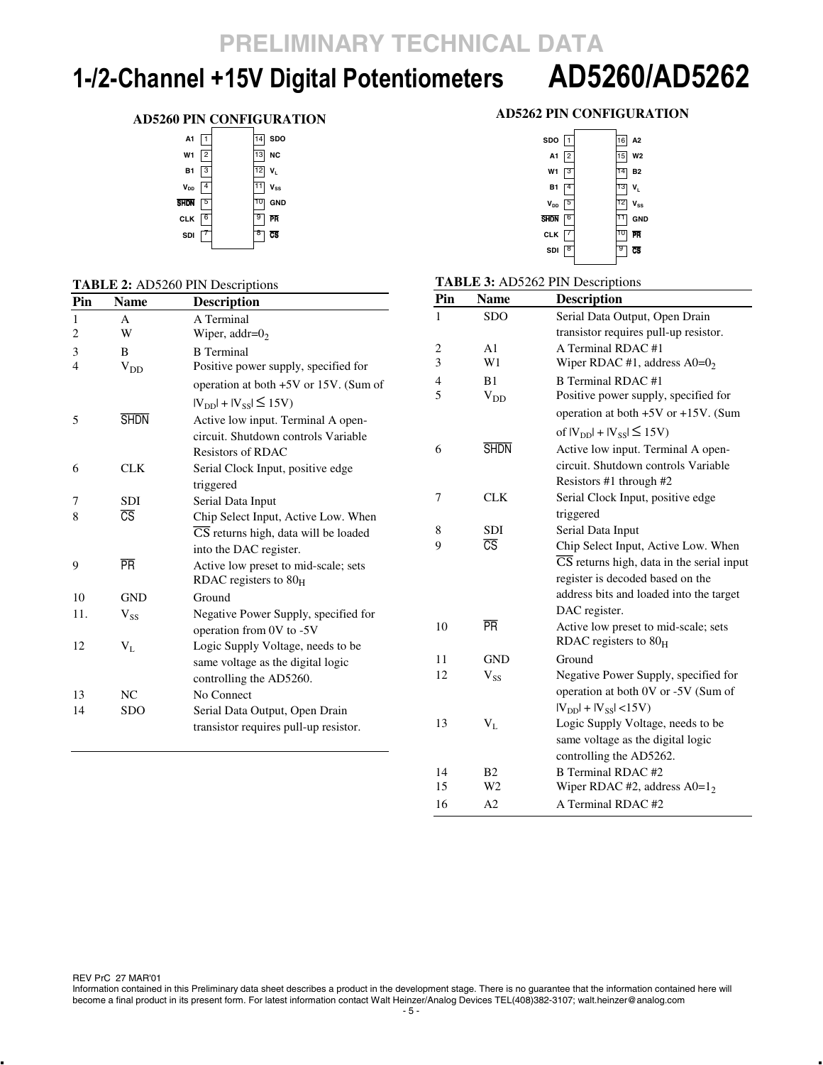# 1-/2-Channel +15V Digital Potentiometers AD5260/AD5262

PRELIMINARY TECHNICAL DATA

### AD5260 PIN CONFIGURATION

| Pin | Name | Pin | Name |
|---|---|---|---|
| 1 | A1 | 14 | SDO |
| 2 | W1 | 13 | NC |
| 3 | B1 | 12 | $V_L$ |
| 4 | $V_{DD}$ | 11 | $V_{SS}$ |
| 5 | $\overline{SHDN}$ | 10 | GND |
| 6 | CLK | 9 | $\overline{PR}$ |
| 7 | SDI | 8 | $\overline{CS}$ |

**TABLE 2:** AD5260 PIN Descriptions

| Pin | Name | Description |
|---|---|---|
| 1 | A | A Terminal |
| 2 | W | Wiper, addr=$0_2$ |
| 3 | B | B Terminal |
| 4 | $V_{DD}$ | Positive power supply, specified for operation at both +5V or 15V. (Sum of $\|V_{DD}\| + \|V_{SS}\| \leq 15V$) |
| 5 | $\overline{SHDN}$ | Active low input. Terminal A open-circuit. Shutdown controls Variable Resistors of RDAC |
| 6 | CLK | Serial Clock Input, positive edge triggered |
| 7 | SDI | Serial Data Input |
| 8 | $\overline{CS}$ | Chip Select Input, Active Low. When $\overline{CS}$ returns high, data will be loaded into the DAC register. |
| 9 | $\overline{PR}$ | Active low preset to mid-scale; sets RDAC registers to $80_H$ |
| 10 | GND | Ground |
| 11. | $V_{SS}$ | Negative Power Supply, specified for operation from 0V to -5V |
| 12 | $V_L$ | Logic Supply Voltage, needs to be same voltage as the digital logic controlling the AD5260. |
| 13 | NC | No Connect |
| 14 | SDO | Serial Data Output, Open Drain transistor requires pull-up resistor. |

### AD5262 PIN CONFIGURATION

| Pin | Name | Pin | Name |
|---|---|---|---|
| 1 | SDO | 16 | A2 |
| 2 | A1 | 15 | W2 |
| 3 | W1 | 14 | B2 |
| 4 | B1 | 13 | $V_L$ |
| 5 | $V_{DD}$ | 12 | $V_{SS}$ |
| 6 | $\overline{SHDN}$ | 11 | GND |
| 7 | CLK | 10 | $\overline{PR}$ |
| 8 | SDI | 9 | $\overline{CS}$ |

**TABLE 3:** AD5262 PIN Descriptions

| Pin | Name | Description |
|---|---|---|
| 1 | SDO | Serial Data Output, Open Drain transistor requires pull-up resistor. |
| 2 | A1 | A Terminal RDAC #1 |
| 3 | W1 | Wiper RDAC #1, address A0=$0_2$ |
| 4 | B1 | B Terminal RDAC #1 |
| 5 | $V_{DD}$ | Positive power supply, specified for operation at both +5V or +15V. (Sum of $\|V_{DD}\| + \|V_{SS}\| \leq 15V$) |
| 6 | $\overline{SHDN}$ | Active low input. Terminal A open-circuit. Shutdown controls Variable Resistors #1 through #2 |
| 7 | CLK | Serial Clock Input, positive edge triggered |
| 8 | SDI | Serial Data Input |
| 9 | $\overline{CS}$ | Chip Select Input, Active Low. When $\overline{CS}$ returns high, data in the serial input register is decoded based on the address bits and loaded into the target DAC register. |
| 10 | $\overline{PR}$ | Active low preset to mid-scale; sets RDAC registers to $80_H$ |
| 11 | GND | Ground |
| 12 | $V_{SS}$ | Negative Power Supply, specified for operation at both 0V or -5V (Sum of $\|V_{DD}\| + \|V_{SS}\| < 15V$) |
| 13 | $V_L$ | Logic Supply Voltage, needs to be same voltage as the digital logic controlling the AD5262. |
| 14 | B2 | B Terminal RDAC #2 |
| 15 | W2 | Wiper RDAC #2, address A0=$1_2$ |
| 16 | A2 | A Terminal RDAC #2 |

REV PrC 27 MAR'01
Information contained in this Preliminary data sheet describes a product in the development stage. There is no guarantee that the information contained here will become a final product in its present form. For latest information contact Walt Heinzer/Analog Devices TEL(408)382-3107; walt.heinzer@analog.com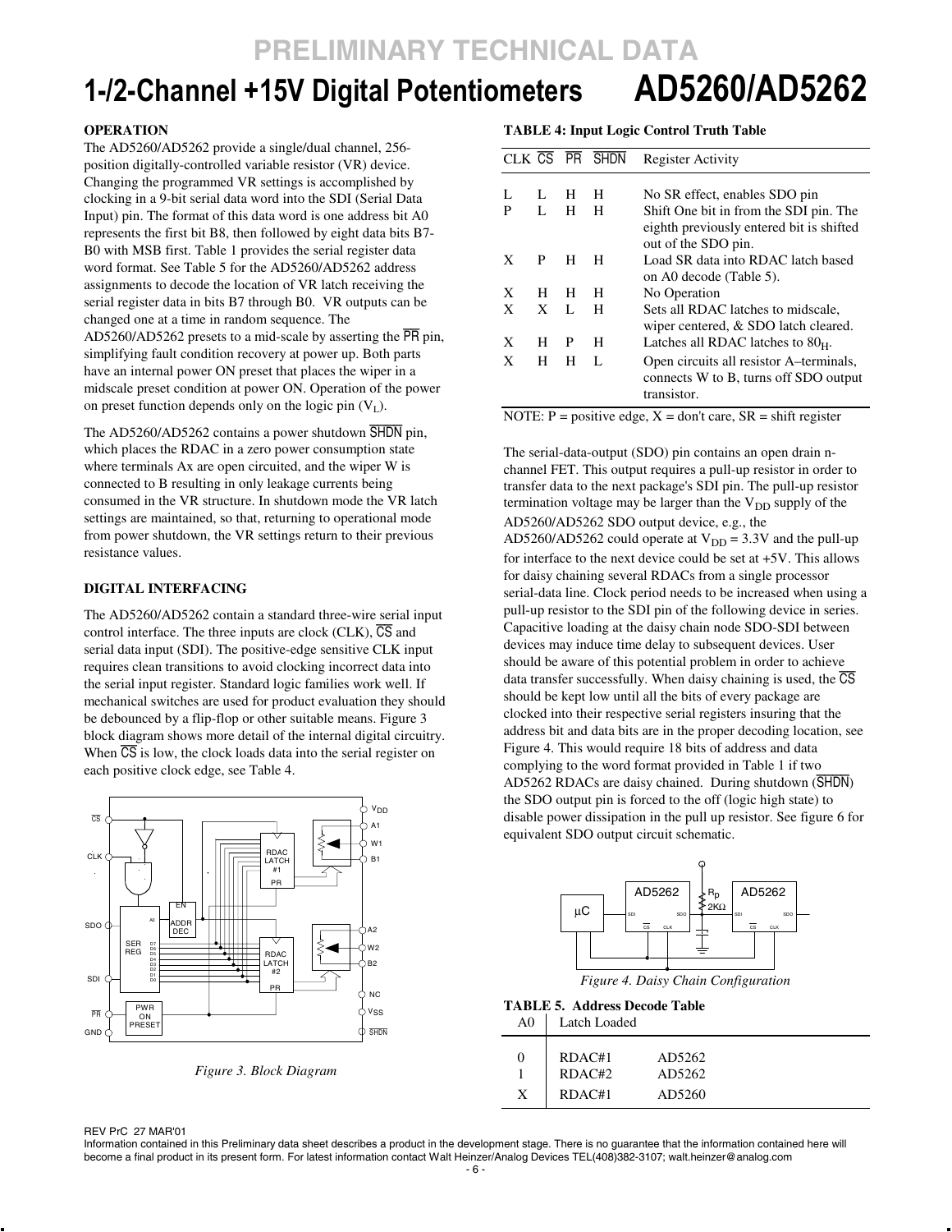### OPERATION

The AD5260/AD5262 provide a single/dual channel, 256-position digitally-controlled variable resistor (VR) device. Changing the programmed VR settings is accomplished by clocking in a 9-bit serial data word into the SDI (Serial Data Input) pin. The format of this data word is one address bit A0 represents the first bit B8, then followed by eight data bits B7-B0 with MSB first. Table 1 provides the serial register data word format. See Table 5 for the AD5260/AD5262 address assignments to decode the location of VR latch receiving the serial register data in bits B7 through B0. VR outputs can be changed one at a time in random sequence. The AD5260/AD5262 presets to a mid-scale by asserting the $\overline{PR}$ pin, simplifying fault condition recovery at power up. Both parts have an internal power ON preset that places the wiper in a midscale preset condition at power ON. Operation of the power on preset function depends only on the logic pin ($V_L$).

The AD5260/AD5262 contains a power shutdown $\overline{SHDN}$ pin, which places the RDAC in a zero power consumption state where terminals Ax are open circuited, and the wiper W is connected to B resulting in only leakage currents being consumed in the VR structure. In shutdown mode the VR latch settings are maintained, so that, returning to operational mode from power shutdown, the VR settings return to their previous resistance values.

### DIGITAL INTERFACING

The AD5260/AD5262 contain a standard three-wire serial input control interface. The three inputs are clock (CLK), $\overline{CS}$ and serial data input (SDI). The positive-edge sensitive CLK input requires clean transitions to avoid clocking incorrect data into the serial input register. Standard logic families work well. If mechanical switches are used for product evaluation they should be debounced by a flip-flop or other suitable means. Figure 3 block diagram shows more detail of the internal digital circuitry. When $\overline{CS}$ is low, the clock loads data into the serial register on each positive clock edge, see Table 4.

*Figure 3. Block Diagram*

**TABLE 4: Input Logic Control Truth Table**

| CLK | $\overline{CS}$ | $\overline{PR}$ | $\overline{SHDN}$ | Register Activity |
|---|---|---|---|---|
| L | L | H | H | No SR effect, enables SDO pin |
| P | L | H | H | Shift One bit in from the SDI pin. The eighth previously entered bit is shifted out of the SDO pin. |
| X | P | H | H | Load SR data into RDAC latch based on A0 decode (Table 5). |
| X | H | H | H | No Operation |
| X | X | L | H | Sets all RDAC latches to midscale, wiper centered, & SDO latch cleared. |
| X | H | P | H | Latches all RDAC latches to $80_H$. |
| X | H | H | L | Open circuits all resistor A–terminals, connects W to B, turns off SDO output transistor. |

NOTE: P = positive edge, X = don't care, SR = shift register

The serial-data-output (SDO) pin contains an open drain n-channel FET. This output requires a pull-up resistor in order to transfer data to the next package's SDI pin. The pull-up resistor termination voltage may be larger than the $V_{DD}$ supply of the AD5260/AD5262 SDO output device, e.g., the AD5260/AD5262 could operate at $V_{DD}$ = 3.3V and the pull-up for interface to the next device could be set at +5V. This allows for daisy chaining several RDACs from a single processor serial-data line. Clock period needs to be increased when using a pull-up resistor to the SDI pin of the following device in series. Capacitive loading at the daisy chain node SDO-SDI between devices may induce time delay to subsequent devices. User should be aware of this potential problem in order to achieve data transfer successfully. When daisy chaining is used, the $\overline{CS}$ should be kept low until all the bits of every package are clocked into their respective serial registers insuring that the address bit and data bits are in the proper decoding location, see Figure 4. This would require 18 bits of address and data complying to the word format provided in Table 1 if two AD5262 RDACs are daisy chained. During shutdown ($\overline{SHDN}$) the SDO output pin is forced to the off (logic high state) to disable power dissipation in the pull up resistor. See figure 6 for equivalent SDO output circuit schematic.

*Figure 4. Daisy Chain Configuration*

**TABLE 5. Address Decode Table**

| A0 | Latch Loaded | |
|---|---|---|
| 0 | RDAC#1 | AD5262 |
| 1 | RDAC#2 | AD5262 |
| X | RDAC#1 | AD5260 |

REV PrC 27 MAR'01

Information contained in this Preliminary data sheet describes a product in the development stage. There is no guarantee that the information contained here will become a final product in its present form. For latest information contact Walt Heinzer/Analog Devices TEL(408)382-3107; walt.heinzer@analog.com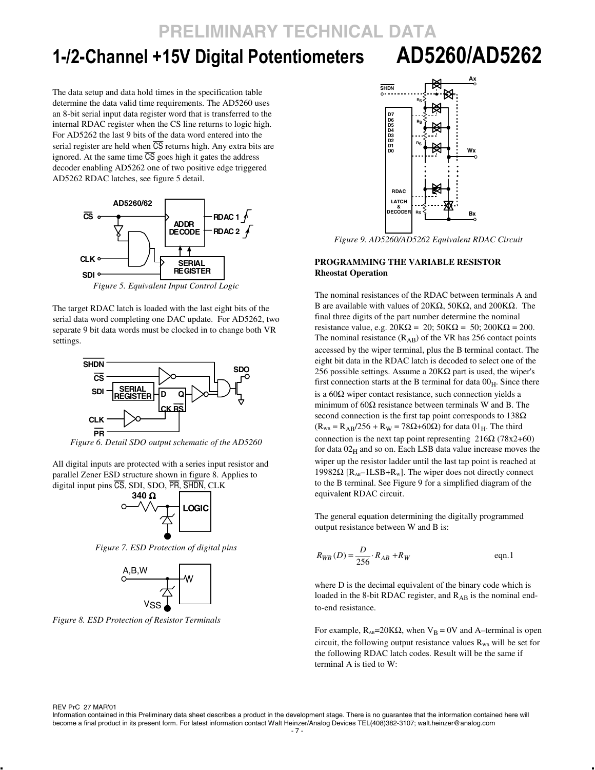The data setup and data hold times in the specification table determine the data valid time requirements. The AD5260 uses an 8-bit serial input data register word that is transferred to the internal RDAC register when the CS line returns to logic high. For AD5262 the last 9 bits of the data word entered into the serial register are held when $\overline{CS}$ returns high. Any extra bits are ignored. At the same time $\overline{CS}$ goes high it gates the address decoder enabling AD5262 one of two positive edge triggered AD5262 RDAC latches, see figure 5 detail.

*Figure 5. Equivalent Input Control Logic*

The target RDAC latch is loaded with the last eight bits of the serial data word completing one DAC update. For AD5262, two separate 9 bit data words must be clocked in to change both VR settings.

*Figure 6. Detail SDO output schematic of the AD5260*

All digital inputs are protected with a series input resistor and parallel Zener ESD structure shown in figure 8. Applies to digital input pins $\overline{CS}$, SDI, SDO, $\overline{PR}$, $\overline{SHDN}$, CLK

*Figure 7. ESD Protection of digital pins*

*Figure 8. ESD Protection of Resistor Terminals*

*Figure 9. AD5260/AD5262 Equivalent RDAC Circuit*

**PROGRAMMING THE VARIABLE RESISTOR**
**Rheostat Operation**

The nominal resistances of the RDAC between terminals A and B are available with values of 20KΩ, 50KΩ, and 200KΩ. The final three digits of the part number determine the nominal resistance value, e.g. 20KΩ = 20; 50KΩ = 50; 200KΩ = 200. The nominal resistance ($R_{AB}$) of the VR has 256 contact points accessed by the wiper terminal, plus the B terminal contact. The eight bit data in the RDAC latch is decoded to select one of the 256 possible settings. Assume a 20KΩ part is used, the wiper's first connection starts at the B terminal for data $00_H$. Since there is a 60Ω wiper contact resistance, such connection yields a minimum of 60Ω resistance between terminals W and B. The second connection is the first tap point corresponds to 138Ω ($R_{WB} = R_{AB}/256 + R_W$ = 78Ω+60Ω) for data $01_H$. The third connection is the next tap point representing 216Ω (78x2+60) for data $02_H$ and so on. Each LSB data value increase moves the wiper up the resistor ladder until the last tap point is reached at 19982Ω [$R_{AB}$–1LSB+$R_W$]. The wiper does not directly connect to the B terminal. See Figure 9 for a simplified diagram of the equivalent RDAC circuit.

The general equation determining the digitally programmed output resistance between W and B is:

$$R_{WB}(D) = \frac{D}{256} \cdot R_{AB} + R_W \qquad \text{eqn.1}$$

where D is the decimal equivalent of the binary code which is loaded in the 8-bit RDAC register, and $R_{AB}$ is the nominal end-to-end resistance.

For example, $R_{AB}$=20KΩ, when $V_B$ = 0V and A–terminal is open circuit, the following output resistance values $R_{WB}$ will be set for the following RDAC latch codes. Result will be the same if terminal A is tied to W: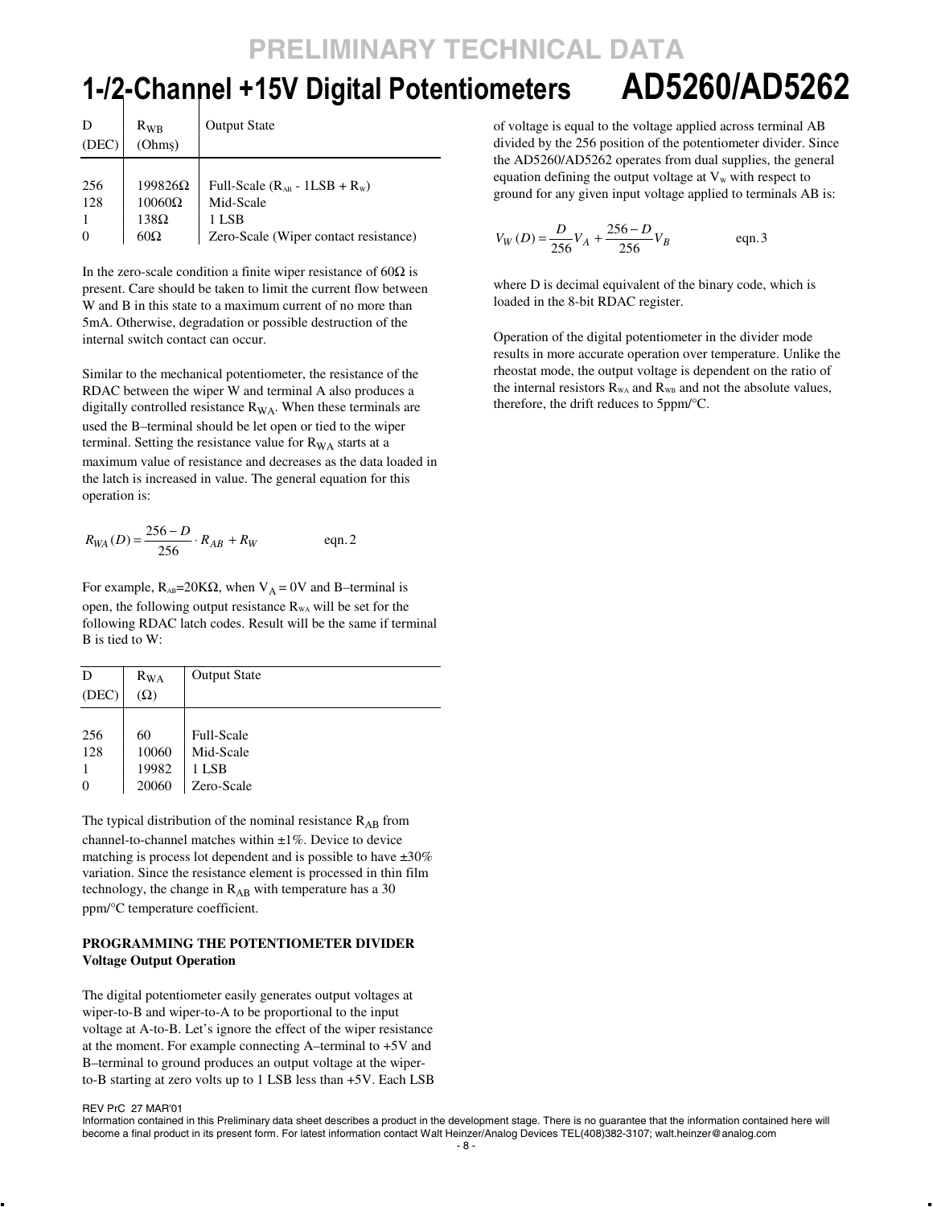| D (DEC) | $R_{WB}$ (Ohms) | Output State |
|---|---|---|
| 256 | 199826Ω | Full-Scale ($R_{AB}$ - 1LSB + $R_W$) |
| 128 | 10060Ω | Mid-Scale |
| 1 | 138Ω | 1 LSB |
| 0 | 60Ω | Zero-Scale (Wiper contact resistance) |

In the zero-scale condition a finite wiper resistance of 60Ω is present. Care should be taken to limit the current flow between W and B in this state to a maximum current of no more than 5mA. Otherwise, degradation or possible destruction of the internal switch contact can occur.

Similar to the mechanical potentiometer, the resistance of the RDAC between the wiper W and terminal A also produces a digitally controlled resistance $R_{WA}$. When these terminals are used the B–terminal should be let open or tied to the wiper terminal. Setting the resistance value for $R_{WA}$ starts at a maximum value of resistance and decreases as the data loaded in the latch is increased in value. The general equation for this operation is:

$$R_{WA}(D) = \frac{256 - D}{256} \cdot R_{AB} + R_W \qquad \text{eqn. 2}$$

For example, $R_{AB}$=20KΩ, when $V_A$ = 0V and B–terminal is open, the following output resistance $R_{WA}$ will be set for the following RDAC latch codes. Result will be the same if terminal B is tied to W:

| D (DEC) | $R_{WA}$ (Ω) | Output State |
|---|---|---|
| 256 | 60 | Full-Scale |
| 128 | 10060 | Mid-Scale |
| 1 | 19982 | 1 LSB |
| 0 | 20060 | Zero-Scale |

The typical distribution of the nominal resistance $R_{AB}$ from channel-to-channel matches within ±1%. Device to device matching is process lot dependent and is possible to have ±30% variation. Since the resistance element is processed in thin film technology, the change in $R_{AB}$ with temperature has a 30 ppm/°C temperature coefficient.

**PROGRAMMING THE POTENTIOMETER DIVIDER**
**Voltage Output Operation**

The digital potentiometer easily generates output voltages at wiper-to-B and wiper-to-A to be proportional to the input voltage at A-to-B. Let's ignore the effect of the wiper resistance at the moment. For example connecting A–terminal to +5V and B–terminal to ground produces an output voltage at the wiper-to-B starting at zero volts up to 1 LSB less than +5V. Each LSB of voltage is equal to the voltage applied across terminal AB divided by the 256 position of the potentiometer divider. Since the AD5260/AD5262 operates from dual supplies, the general equation defining the output voltage at $V_W$ with respect to ground for any given input voltage applied to terminals AB is:

$$V_W(D) = \frac{D}{256} V_A + \frac{256 - D}{256} V_B \qquad \text{eqn. 3}$$

where D is decimal equivalent of the binary code, which is loaded in the 8-bit RDAC register.

Operation of the digital potentiometer in the divider mode results in more accurate operation over temperature. Unlike the rheostat mode, the output voltage is dependent on the ratio of the internal resistors $R_{WA}$ and $R_{WB}$ and not the absolute values, therefore, the drift reduces to 5ppm/°C.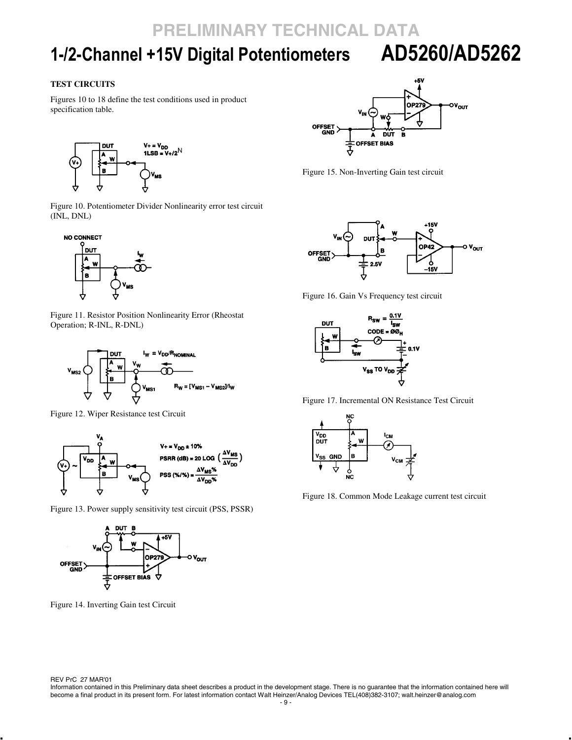## TEST CIRCUITS

Figures 10 to 18 define the test conditions used in product specification table.

Figure 10. Potentiometer Divider Nonlinearity error test circuit (INL, DNL)

Figure 11. Resistor Position Nonlinearity Error (Rheostat Operation; R-INL, R-DNL)

Figure 12. Wiper Resistance test Circuit

Figure 13. Power supply sensitivity test circuit (PSS, PSSR)

Figure 14. Inverting Gain test Circuit

Figure 15. Non-Inverting Gain test circuit

Figure 16. Gain Vs Frequency test circuit

Figure 17. Incremental ON Resistance Test Circuit

Figure 18. Common Mode Leakage current test circuit

REV PrC 27 MAR'01

Information contained in this Preliminary data sheet describes a product in the development stage. There is no guarantee that the information contained here will become a final product in its present form. For latest information contact Walt Heinzer/Analog Devices TEL(408)382-3107; walt.heinzer@analog.com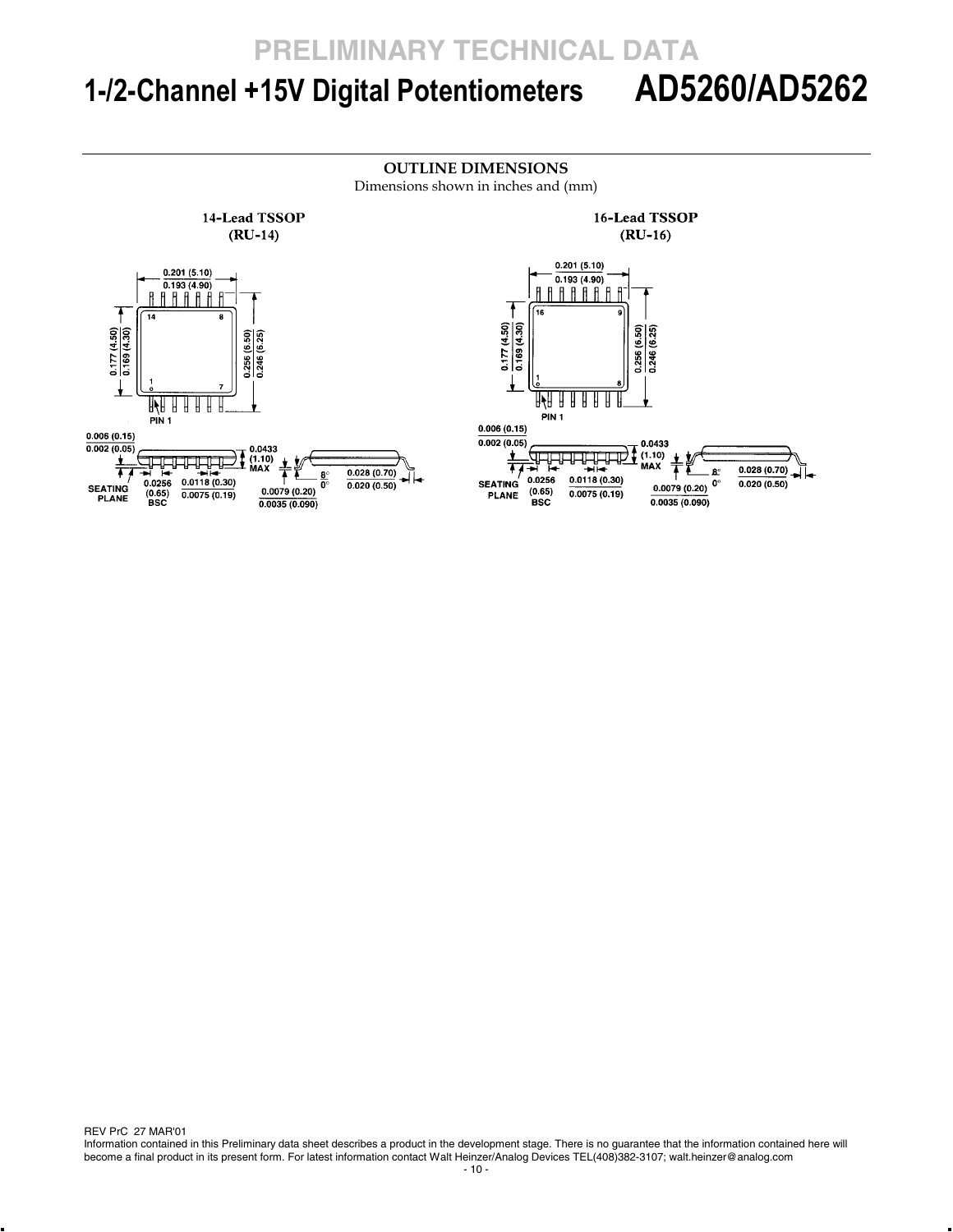## OUTLINE DIMENSIONS

Dimensions shown in inches and (mm)

### 14-Lead TSSOP (RU-14)

0.201 (5.10)
0.193 (4.90)

14
8
1
7

0.177 (4.50)
0.169 (4.30)

0.256 (6.50)
0.246 (6.25)

PIN 1

0.006 (0.15)
0.002 (0.05)

SEATING PLANE

0.0256 (0.65) BSC

0.0118 (0.30)
0.0075 (0.19)

0.0433 (1.10) MAX

0.0079 (0.20)
0.0035 (0.090)

8°
0°

0.028 (0.70)
0.020 (0.50)

### 16-Lead TSSOP (RU-16)

0.201 (5.10)
0.193 (4.90)

16
9
1
8

0.177 (4.50)
0.169 (4.30)

0.256 (6.50)
0.246 (6.25)

PIN 1

0.006 (0.15)
0.002 (0.05)

SEATING PLANE

0.0256 (0.65) BSC

0.0118 (0.30)
0.0075 (0.19)

0.0433 (1.10) MAX

0.0079 (0.20)
0.0035 (0.090)

8°
0°

0.028 (0.70)
0.020 (0.50)